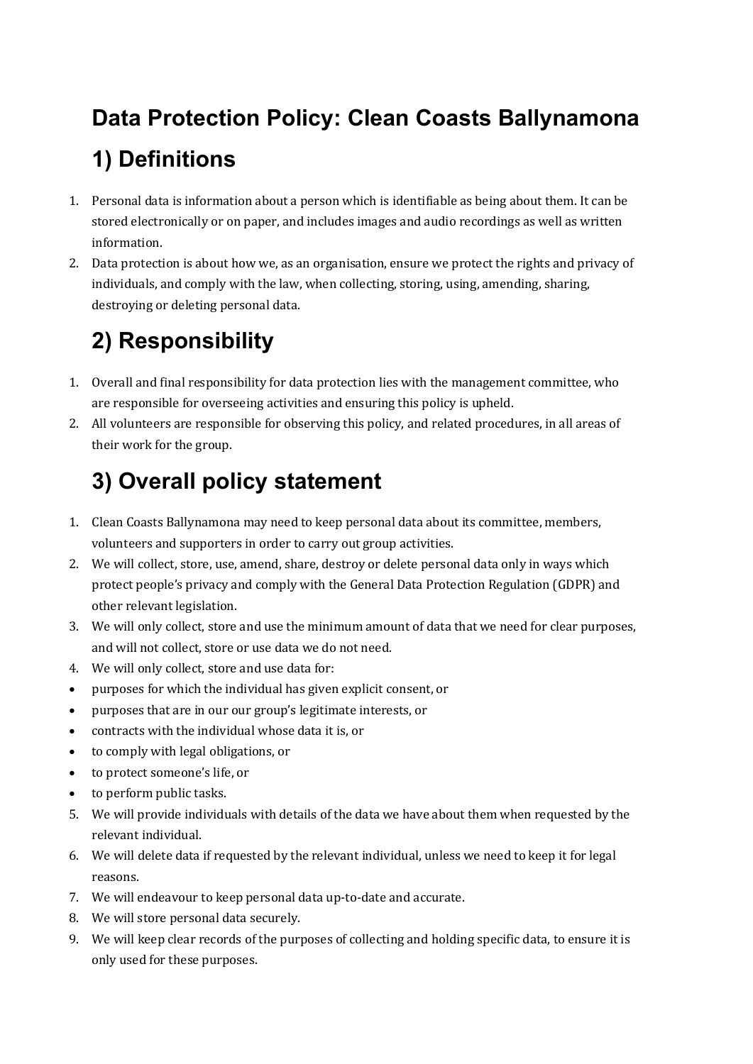# Data Protection Policy: Clean Coasts Ballynamona

# 1) Definitions

1. Personal data is information about a person which is identifiable as being about them. It can be stored electronically or on paper, and includes images and audio recordings as well as written information.
2. Data protection is about how we, as an organisation, ensure we protect the rights and privacy of individuals, and comply with the law, when collecting, storing, using, amending, sharing, destroying or deleting personal data.

# 2) Responsibility

1. Overall and final responsibility for data protection lies with the management committee, who are responsible for overseeing activities and ensuring this policy is upheld.
2. All volunteers are responsible for observing this policy, and related procedures, in all areas of their work for the group.

# 3) Overall policy statement

1. Clean Coasts Ballynamona may need to keep personal data about its committee, members, volunteers and supporters in order to carry out group activities.
2. We will collect, store, use, amend, share, destroy or delete personal data only in ways which protect people's privacy and comply with the General Data Protection Regulation (GDPR) and other relevant legislation.
3. We will only collect, store and use the minimum amount of data that we need for clear purposes, and will not collect, store or use data we do not need.
4. We will only collect, store and use data for:

- purposes for which the individual has given explicit consent, or
- purposes that are in our our group's legitimate interests, or
- contracts with the individual whose data it is, or
- to comply with legal obligations, or
- to protect someone's life, or
- to perform public tasks.

5. We will provide individuals with details of the data we have about them when requested by the relevant individual.
6. We will delete data if requested by the relevant individual, unless we need to keep it for legal reasons.
7. We will endeavour to keep personal data up-to-date and accurate.
8. We will store personal data securely.
9. We will keep clear records of the purposes of collecting and holding specific data, to ensure it is only used for these purposes.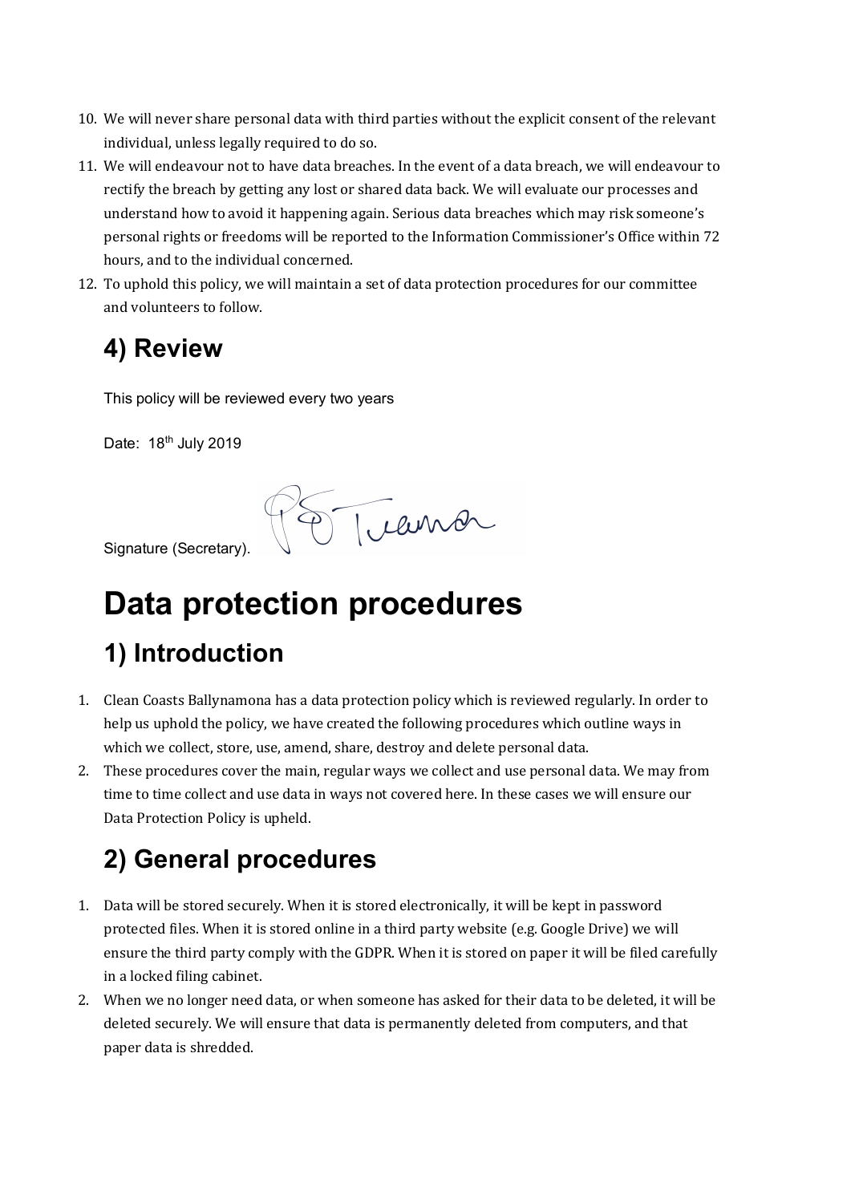10. We will never share personal data with third parties without the explicit consent of the relevant individual, unless legally required to do so.
11. We will endeavour not to have data breaches. In the event of a data breach, we will endeavour to rectify the breach by getting any lost or shared data back. We will evaluate our processes and understand how to avoid it happening again. Serious data breaches which may risk someone's personal rights or freedoms will be reported to the Information Commissioner's Office within 72 hours, and to the individual concerned.
12. To uphold this policy, we will maintain a set of data protection procedures for our committee and volunteers to follow.

## 4) Review

This policy will be reviewed every two years

Date: 18th July 2019

Signature (Secretary).

# Data protection procedures

## 1) Introduction

1. Clean Coasts Ballynamona has a data protection policy which is reviewed regularly. In order to help us uphold the policy, we have created the following procedures which outline ways in which we collect, store, use, amend, share, destroy and delete personal data.
2. These procedures cover the main, regular ways we collect and use personal data. We may from time to time collect and use data in ways not covered here. In these cases we will ensure our Data Protection Policy is upheld.

## 2) General procedures

1. Data will be stored securely. When it is stored electronically, it will be kept in password protected files. When it is stored online in a third party website (e.g. Google Drive) we will ensure the third party comply with the GDPR. When it is stored on paper it will be filed carefully in a locked filing cabinet.
2. When we no longer need data, or when someone has asked for their data to be deleted, it will be deleted securely. We will ensure that data is permanently deleted from computers, and that paper data is shredded.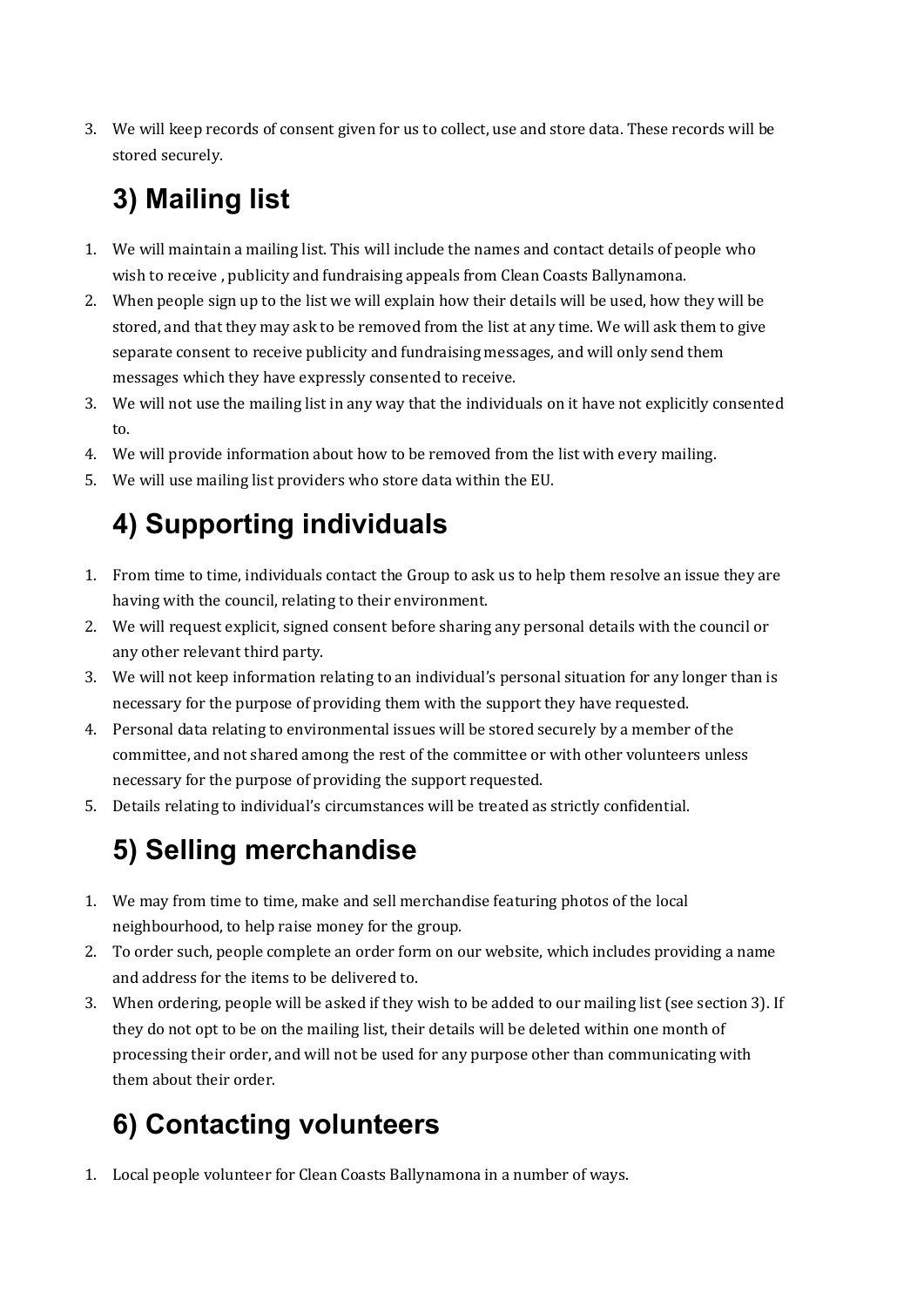3. We will keep records of consent given for us to collect, use and store data. These records will be stored securely.

## 3) Mailing list

1. We will maintain a mailing list. This will include the names and contact details of people who wish to receive , publicity and fundraising appeals from Clean Coasts Ballynamona.
2. When people sign up to the list we will explain how their details will be used, how they will be stored, and that they may ask to be removed from the list at any time. We will ask them to give separate consent to receive publicity and fundraising messages, and will only send them messages which they have expressly consented to receive.
3. We will not use the mailing list in any way that the individuals on it have not explicitly consented to.
4. We will provide information about how to be removed from the list with every mailing.
5. We will use mailing list providers who store data within the EU.

## 4) Supporting individuals

1. From time to time, individuals contact the Group to ask us to help them resolve an issue they are having with the council, relating to their environment.
2. We will request explicit, signed consent before sharing any personal details with the council or any other relevant third party.
3. We will not keep information relating to an individual's personal situation for any longer than is necessary for the purpose of providing them with the support they have requested.
4. Personal data relating to environmental issues will be stored securely by a member of the committee, and not shared among the rest of the committee or with other volunteers unless necessary for the purpose of providing the support requested.
5. Details relating to individual's circumstances will be treated as strictly confidential.

## 5) Selling merchandise

1. We may from time to time, make and sell merchandise featuring photos of the local neighbourhood, to help raise money for the group.
2. To order such, people complete an order form on our website, which includes providing a name and address for the items to be delivered to.
3. When ordering, people will be asked if they wish to be added to our mailing list (see section 3). If they do not opt to be on the mailing list, their details will be deleted within one month of processing their order, and will not be used for any purpose other than communicating with them about their order.

## 6) Contacting volunteers

1. Local people volunteer for Clean Coasts Ballynamona in a number of ways.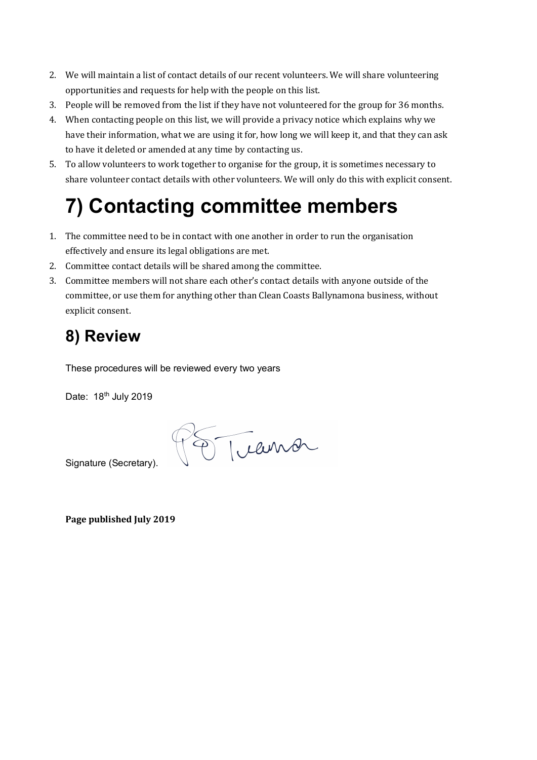2. We will maintain a list of contact details of our recent volunteers. We will share volunteering opportunities and requests for help with the people on this list.
3. People will be removed from the list if they have not volunteered for the group for 36 months.
4. When contacting people on this list, we will provide a privacy notice which explains why we have their information, what we are using it for, how long we will keep it, and that they can ask to have it deleted or amended at any time by contacting us.
5. To allow volunteers to work together to organise for the group, it is sometimes necessary to share volunteer contact details with other volunteers. We will only do this with explicit consent.

# 7) Contacting committee members

1. The committee need to be in contact with one another in order to run the organisation effectively and ensure its legal obligations are met.
2. Committee contact details will be shared among the committee.
3. Committee members will not share each other's contact details with anyone outside of the committee, or use them for anything other than Clean Coasts Ballynamona business, without explicit consent.

## 8) Review

These procedures will be reviewed every two years

Date: 18th July 2019

Signature (Secretary).

**Page published July 2019**